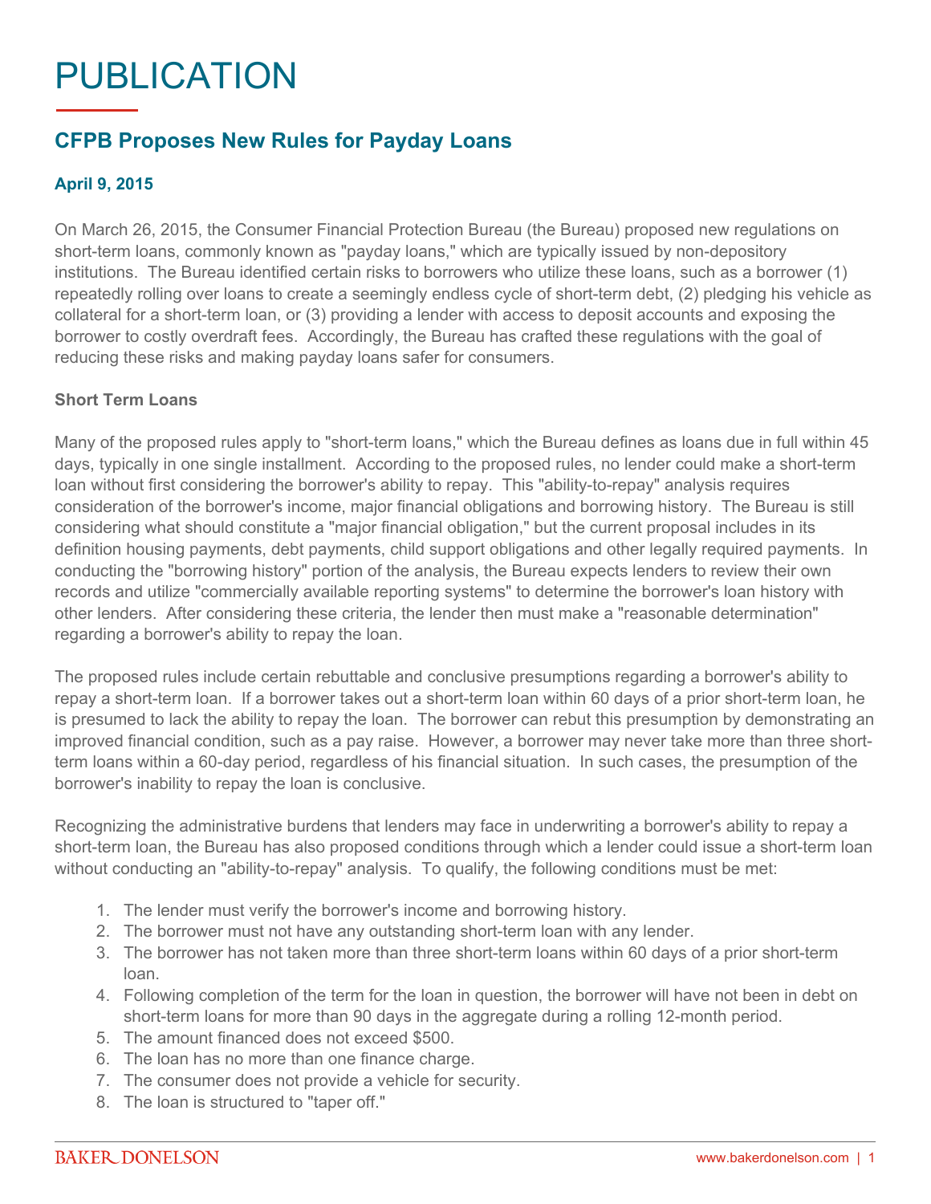# PUBLICATION

## CFPB Proposes New Rules for Payday Loans

**April 9, 2015**

On March 26, 2015, the Consumer Financial Protection Bureau (the Bureau) proposed new regulations on short-term loans, commonly known as "payday loans," which are typically issued by non-depository institutions. The Bureau identified certain risks to borrowers who utilize these loans, such as a borrower (1) repeatedly rolling over loans to create a seemingly endless cycle of short-term debt, (2) pledging his vehicle as collateral for a short-term loan, or (3) providing a lender with access to deposit accounts and exposing the borrower to costly overdraft fees. Accordingly, the Bureau has crafted these regulations with the goal of reducing these risks and making payday loans safer for consumers.

### Short Term Loans

Many of the proposed rules apply to "short-term loans," which the Bureau defines as loans due in full within 45 days, typically in one single installment. According to the proposed rules, no lender could make a short-term loan without first considering the borrower's ability to repay. This "ability-to-repay" analysis requires consideration of the borrower's income, major financial obligations and borrowing history. The Bureau is still considering what should constitute a "major financial obligation," but the current proposal includes in its definition housing payments, debt payments, child support obligations and other legally required payments. In conducting the "borrowing history" portion of the analysis, the Bureau expects lenders to review their own records and utilize "commercially available reporting systems" to determine the borrower's loan history with other lenders. After considering these criteria, the lender then must make a "reasonable determination" regarding a borrower's ability to repay the loan.

The proposed rules include certain rebuttable and conclusive presumptions regarding a borrower's ability to repay a short-term loan. If a borrower takes out a short-term loan within 60 days of a prior short-term loan, he is presumed to lack the ability to repay the loan. The borrower can rebut this presumption by demonstrating an improved financial condition, such as a pay raise. However, a borrower may never take more than three short-term loans within a 60-day period, regardless of his financial situation. In such cases, the presumption of the borrower's inability to repay the loan is conclusive.

Recognizing the administrative burdens that lenders may face in underwriting a borrower's ability to repay a short-term loan, the Bureau has also proposed conditions through which a lender could issue a short-term loan without conducting an "ability-to-repay" analysis. To qualify, the following conditions must be met:

1. The lender must verify the borrower's income and borrowing history.
2. The borrower must not have any outstanding short-term loan with any lender.
3. The borrower has not taken more than three short-term loans within 60 days of a prior short-term loan.
4. Following completion of the term for the loan in question, the borrower will have not been in debt on short-term loans for more than 90 days in the aggregate during a rolling 12-month period.
5. The amount financed does not exceed $500.
6. The loan has no more than one finance charge.
7. The consumer does not provide a vehicle for security.
8. The loan is structured to "taper off."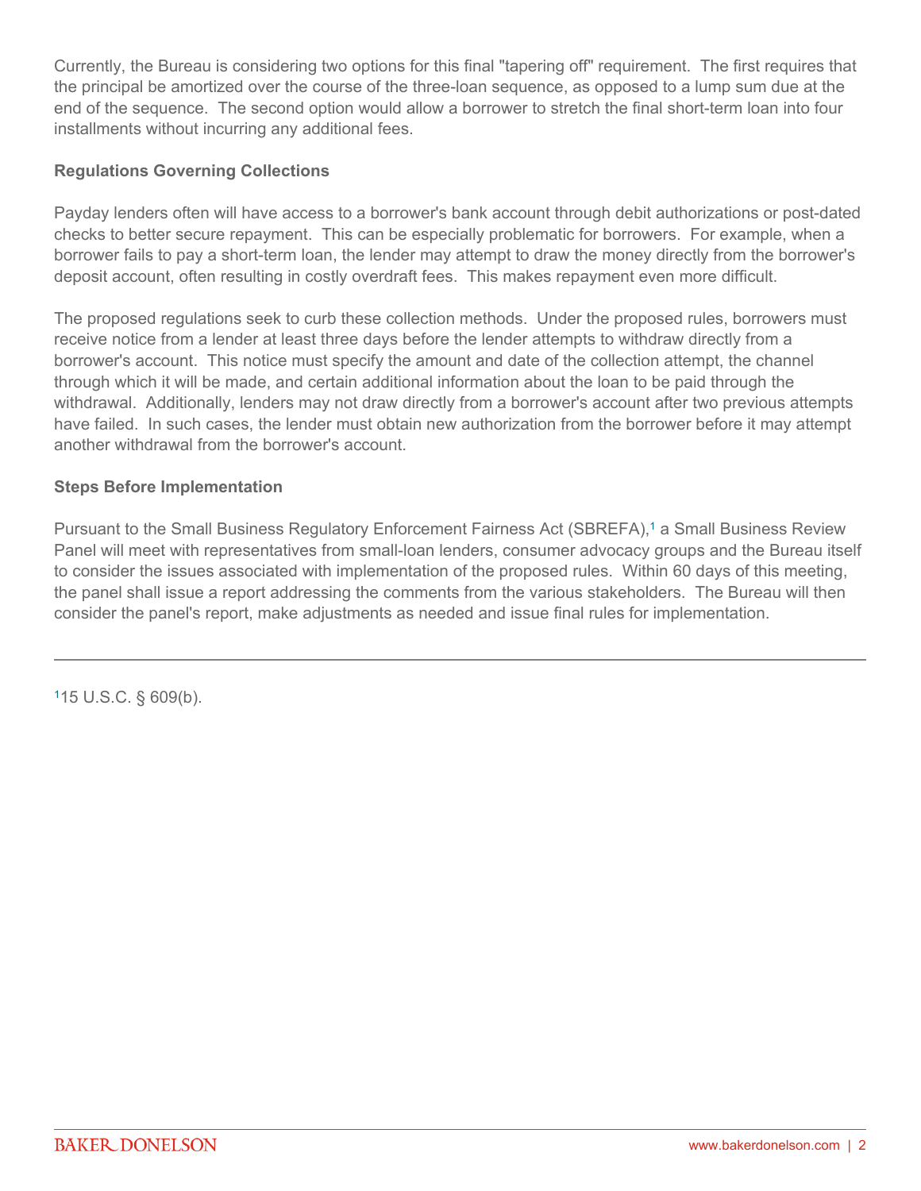Currently, the Bureau is considering two options for this final "tapering off" requirement. The first requires that the principal be amortized over the course of the three-loan sequence, as opposed to a lump sum due at the end of the sequence. The second option would allow a borrower to stretch the final short-term loan into four installments without incurring any additional fees.

**Regulations Governing Collections**

Payday lenders often will have access to a borrower's bank account through debit authorizations or post-dated checks to better secure repayment. This can be especially problematic for borrowers. For example, when a borrower fails to pay a short-term loan, the lender may attempt to draw the money directly from the borrower's deposit account, often resulting in costly overdraft fees. This makes repayment even more difficult.

The proposed regulations seek to curb these collection methods. Under the proposed rules, borrowers must receive notice from a lender at least three days before the lender attempts to withdraw directly from a borrower's account. This notice must specify the amount and date of the collection attempt, the channel through which it will be made, and certain additional information about the loan to be paid through the withdrawal. Additionally, lenders may not draw directly from a borrower's account after two previous attempts have failed. In such cases, the lender must obtain new authorization from the borrower before it may attempt another withdrawal from the borrower's account.

**Steps Before Implementation**

Pursuant to the Small Business Regulatory Enforcement Fairness Act (SBREFA),[1] a Small Business Review Panel will meet with representatives from small-loan lenders, consumer advocacy groups and the Bureau itself to consider the issues associated with implementation of the proposed rules. Within 60 days of this meeting, the panel shall issue a report addressing the comments from the various stakeholders. The Bureau will then consider the panel's report, make adjustments as needed and issue final rules for implementation.

---

[1] 15 U.S.C. § 609(b).